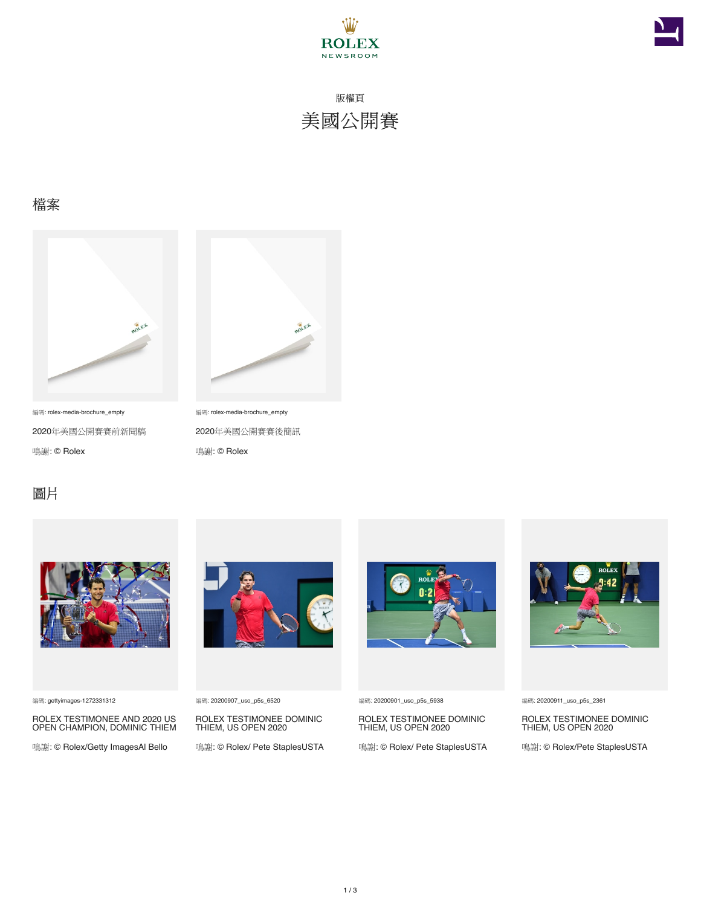版權頁

# 美國公開賽

## 檔案

編碼: rolex-media-brochure_empty

2020年美國公開賽賽前新聞稿

鳴謝: © Rolex

編碼: rolex-media-brochure_empty

2020年美國公開賽賽後簡訊

鳴謝: © Rolex

## 圖片

編碼: gettyimages-1272331312

ROLEX TESTIMONEE AND 2020 US OPEN CHAMPION, DOMINIC THIEM

鳴謝: © Rolex/Getty ImagesAl Bello

編碼: 20200907_uso_p5s_6520

ROLEX TESTIMONEE DOMINIC THIEM, US OPEN 2020

鳴謝: © Rolex/ Pete StaplesUSTA

編碼: 20200901_uso_p5s_5938

ROLEX TESTIMONEE DOMINIC THIEM, US OPEN 2020

鳴謝: © Rolex/ Pete StaplesUSTA

編碼: 20200911_uso_p5s_2361

ROLEX TESTIMONEE DOMINIC THIEM, US OPEN 2020

鳴謝: © Rolex/Pete StaplesUSTA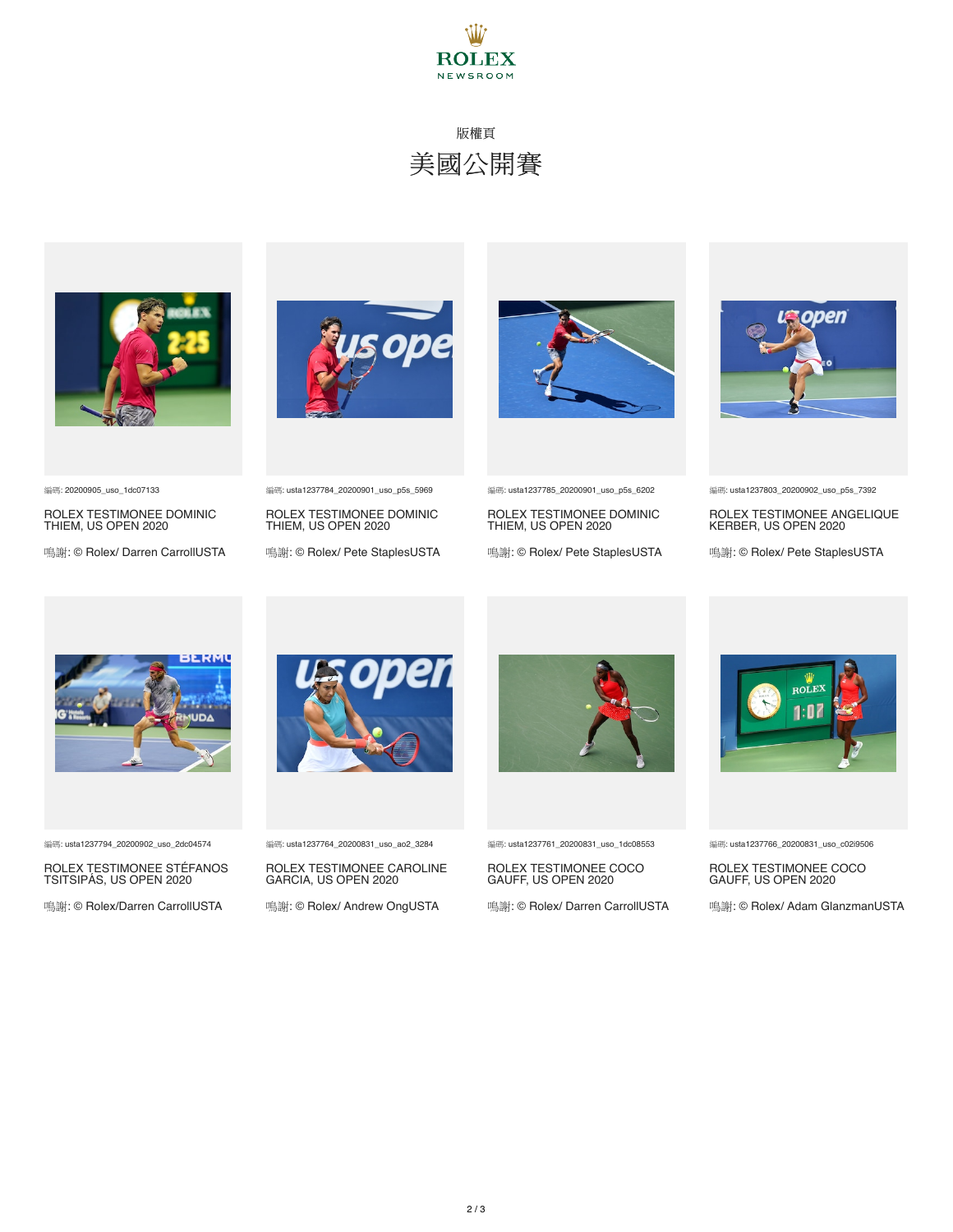版權頁

# 美國公開賽

編碼: 20200905_uso_1dc07133

ROLEX TESTIMONEE DOMINIC THIEM, US OPEN 2020

鳴謝: © Rolex/ Darren CarrollUSTA

編碼: usta1237784_20200901_uso_p5s_5969

ROLEX TESTIMONEE DOMINIC THIEM, US OPEN 2020

鳴謝: © Rolex/ Pete StaplesUSTA

編碼: usta1237785_20200901_uso_p5s_6202

ROLEX TESTIMONEE DOMINIC THIEM, US OPEN 2020

鳴謝: © Rolex/ Pete StaplesUSTA

編碼: usta1237803_20200902_uso_p5s_7392

ROLEX TESTIMONEE ANGELIQUE KERBER, US OPEN 2020

鳴謝: © Rolex/ Pete StaplesUSTA

編碼: usta1237794_20200902_uso_2dc04574

ROLEX TESTIMONEE STÉFANOS TSITSIPÁS, US OPEN 2020

鳴謝: © Rolex/Darren CarrollUSTA

編碼: usta1237764_20200831_uso_ao2_3284

ROLEX TESTIMONEE CAROLINE GARCIA, US OPEN 2020

鳴謝: © Rolex/ Andrew OngUSTA

編碼: usta1237761_20200831_uso_1dc08553

ROLEX TESTIMONEE COCO GAUFF, US OPEN 2020

鳴謝: © Rolex/ Darren CarrollUSTA

編碼: usta1237766_20200831_uso_c02i9506

ROLEX TESTIMONEE COCO GAUFF, US OPEN 2020

鳴謝: © Rolex/ Adam GlanzmanUSTA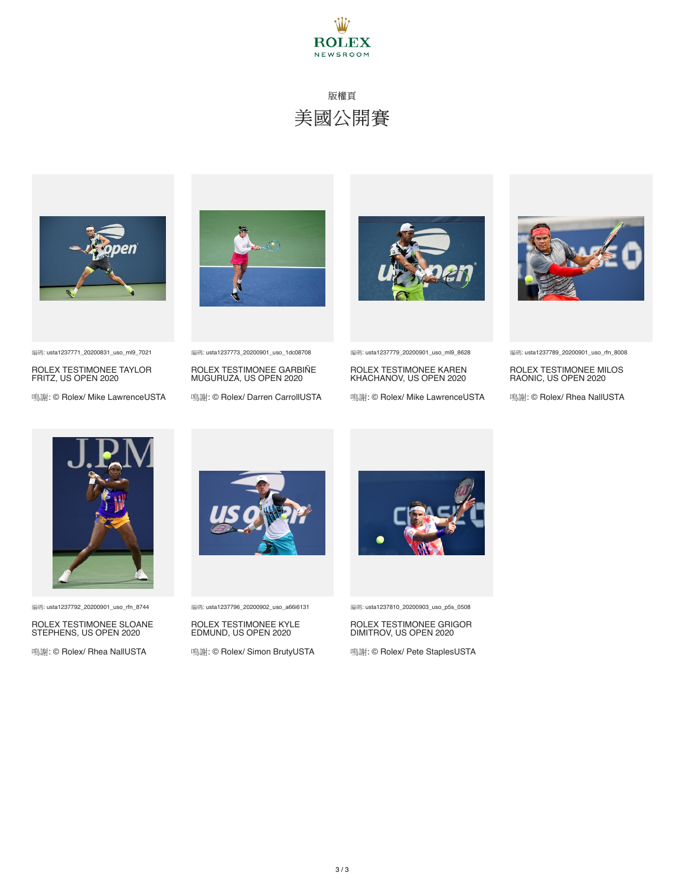ROLEX
NEWSROOM

版權頁

# 美國公開賽

編碼: usta1237771_20200831_uso_ml9_7021

ROLEX TESTIMONEE TAYLOR FRITZ, US OPEN 2020

鳴謝: © Rolex/ Mike LawrenceUSTA

編碼: usta1237773_20200901_uso_1dc08708

ROLEX TESTIMONEE GARBIÑE MUGURUZA, US OPEN 2020

鳴謝: © Rolex/ Darren CarrollUSTA

編碼: usta1237779_20200901_uso_ml9_8628

ROLEX TESTIMONEE KAREN KHACHANOV, US OPEN 2020

鳴謝: © Rolex/ Mike LawrenceUSTA

編碼: usta1237789_20200901_uso_rfn_8008

ROLEX TESTIMONEE MILOS RAONIC, US OPEN 2020

鳴謝: © Rolex/ Rhea NallUSTA

編碼: usta1237792_20200901_uso_rfn_8744

ROLEX TESTIMONEE SLOANE STEPHENS, US OPEN 2020

鳴謝: © Rolex/ Rhea NallUSTA

編碼: usta1237796_20200902_uso_a66i6131

ROLEX TESTIMONEE KYLE EDMUND, US OPEN 2020

鳴謝: © Rolex/ Simon BrutyUSTA

編碼: usta1237810_20200903_uso_p5s_0508

ROLEX TESTIMONEE GRIGOR DIMITROV, US OPEN 2020

鳴謝: © Rolex/ Pete StaplesUSTA